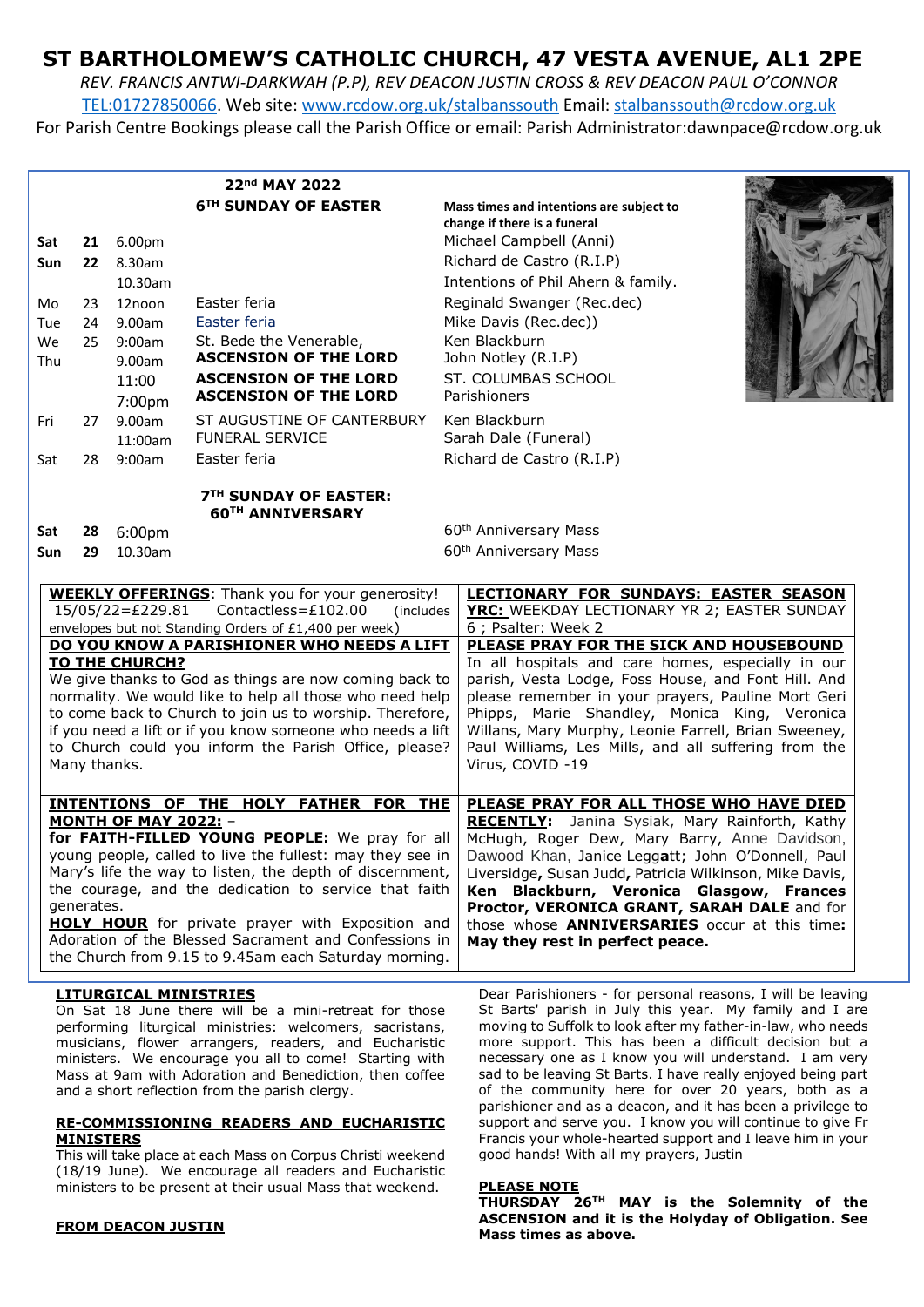# ST BARTHOLOMEW'S CATHOLIC CHURCH, 47 VESTA AVENUE, AL1 2PE

*REV. FRANCIS ANTWI-DARKWAH (P.P), REV DEACON JUSTIN CROSS & REV DEACON PAUL O'CONNOR*

TEL:01727850066. Web site: www.rcdow.org.uk/stalbanssouth Email: stalbanssouth@rcdow.org.uk

For Parish Centre Bookings please call the Parish Office or email: Parish Administrator:dawnpace@rcdow.org.uk

**22nd MAY 2022**

**6TH SUNDAY OF EASTER**

**Mass times and intentions are subject to change if there is a funeral**

| | | | | |
|---|---|---|---|---|
| **Sat** | **21** | 6.00pm | | Michael Campbell (Anni) |
| **Sun** | **22** | 8.30am | | Richard de Castro (R.I.P) |
| | | 10.30am | | Intentions of Phil Ahern & family. |
| Mo | 23 | 12noon | Easter feria | Reginald Swanger (Rec.dec) |
| Tue | 24 | 9.00am | Easter feria | Mike Davis (Rec.dec)) |
| We | 25 | 9:00am | St. Bede the Venerable, | Ken Blackburn |
| Thu | | 9.00am | **ASCENSION OF THE LORD** | John Notley (R.I.P) |
| | | 11:00 | **ASCENSION OF THE LORD** | ST. COLUMBAS SCHOOL |
| | | 7:00pm | **ASCENSION OF THE LORD** | Parishioners |
| Fri | 27 | 9.00am | ST AUGUSTINE OF CANTERBURY | Ken Blackburn |
| | | 11:00am | FUNERAL SERVICE | Sarah Dale (Funeral) |
| Sat | 28 | 9:00am | Easter feria | Richard de Castro (R.I.P) |

**7TH SUNDAY OF EASTER: 60TH ANNIVERSARY**

| | | | | |
|---|---|---|---|---|
| **Sat** | **28** | 6:00pm | | 60th Anniversary Mass |
| **Sun** | **29** | 10.30am | | 60th Anniversary Mass |

**WEEKLY OFFERINGS**: Thank you for your generosity! 15/05/22=£229.81 Contactless=£102.00 (includes envelopes but not Standing Orders of £1,400 per week)

**LECTIONARY FOR SUNDAYS: EASTER SEASON YRC:** WEEKDAY LECTIONARY YR 2; EASTER SUNDAY 6 ; Psalter: Week 2

**DO YOU KNOW A PARISHIONER WHO NEEDS A LIFT TO THE CHURCH?**

We give thanks to God as things are now coming back to normality. We would like to help all those who need help to come back to Church to join us to worship. Therefore, if you need a lift or if you know someone who needs a lift to Church could you inform the Parish Office, please? Many thanks.

**PLEASE PRAY FOR THE SICK AND HOUSEBOUND**

In all hospitals and care homes, especially in our parish, Vesta Lodge, Foss House, and Font Hill. And please remember in your prayers, Pauline Mort Geri Phipps, Marie Shandley, Monica King, Veronica Willans, Mary Murphy, Leonie Farrell, Brian Sweeney, Paul Williams, Les Mills, and all suffering from the Virus, COVID -19

**INTENTIONS OF THE HOLY FATHER FOR THE MONTH OF MAY 2022:** –

**for FAITH-FILLED YOUNG PEOPLE:** We pray for all young people, called to live the fullest: may they see in Mary's life the way to listen, the depth of discernment, the courage, and the dedication to service that faith generates.

**HOLY HOUR** for private prayer with Exposition and Adoration of the Blessed Sacrament and Confessions in the Church from 9.15 to 9.45am each Saturday morning.

**PLEASE PRAY FOR ALL THOSE WHO HAVE DIED RECENTLY:** Janina Sysiak, Mary Rainforth, Kathy McHugh, Roger Dew, Mary Barry, Anne Davidson, Dawood Khan, Janice Leggatt; John O'Donnell, Paul Liversidge, Susan Judd, Patricia Wilkinson, Mike Davis, **Ken Blackburn, Veronica Glasgow, Frances Proctor, VERONICA GRANT, SARAH DALE** and for those whose **ANNIVERSARIES** occur at this time**:** **May they rest in perfect peace.**

**LITURGICAL MINISTRIES**

On Sat 18 June there will be a mini-retreat for those performing liturgical ministries: welcomers, sacristans, musicians, flower arrangers, readers, and Eucharistic ministers. We encourage you all to come! Starting with Mass at 9am with Adoration and Benediction, then coffee and a short reflection from the parish clergy.

**RE-COMMISSIONING READERS AND EUCHARISTIC MINISTERS**

This will take place at each Mass on Corpus Christi weekend (18/19 June). We encourage all readers and Eucharistic ministers to be present at their usual Mass that weekend.

**FROM DEACON JUSTIN**

Dear Parishioners - for personal reasons, I will be leaving St Barts' parish in July this year. My family and I are moving to Suffolk to look after my father-in-law, who needs more support. This has been a difficult decision but a necessary one as I know you will understand. I am very sad to be leaving St Barts. I have really enjoyed being part of the community here for over 20 years, both as a parishioner and as a deacon, and it has been a privilege to support and serve you. I know you will continue to give Fr Francis your whole-hearted support and I leave him in your good hands! With all my prayers, Justin

**PLEASE NOTE**

**THURSDAY 26TH MAY is the Solemnity of the ASCENSION and it is the Holyday of Obligation. See Mass times as above.**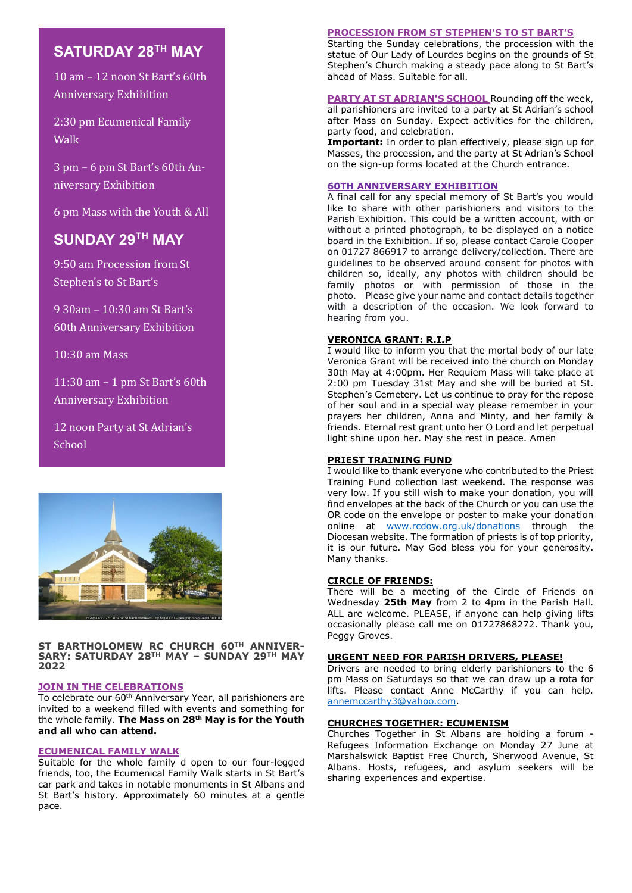## SATURDAY 28TH MAY

10 am – 12 noon St Bart's 60th Anniversary Exhibition

2:30 pm Ecumenical Family Walk

3 pm – 6 pm St Bart's 60th Anniversary Exhibition

6 pm Mass with the Youth & All

## SUNDAY 29TH MAY

9:50 am Procession from St Stephen's to St Bart's

9 30am – 10:30 am St Bart's 60th Anniversary Exhibition

10:30 am Mass

11:30 am – 1 pm St Bart's 60th Anniversary Exhibition

12 noon Party at St Adrian's School

cc-by-sa/2.0 - St Albans: St Bartholomew's ... by Nigel Cox - geograph.org.uk/1303

**ST BARTHOLOMEW RC CHURCH 60TH ANNIVERSARY: SATURDAY 28TH MAY – SUNDAY 29TH MAY 2022**

### JOIN IN THE CELEBRATIONS

To celebrate our 60th Anniversary Year, all parishioners are invited to a weekend filled with events and something for the whole family. **The Mass on 28th May is for the Youth and all who can attend.**

### ECUMENICAL FAMILY WALK

Suitable for the whole family d open to our four-legged friends, too, the Ecumenical Family Walk starts in St Bart's car park and takes in notable monuments in St Albans and St Bart's history. Approximately 60 minutes at a gentle pace.

### PROCESSION FROM ST STEPHEN'S TO ST BART'S

Starting the Sunday celebrations, the procession with the statue of Our Lady of Lourdes begins on the grounds of St Stephen's Church making a steady pace along to St Bart's ahead of Mass. Suitable for all.

### PARTY AT ST ADRIAN'S SCHOOL

Rounding off the week, all parishioners are invited to a party at St Adrian's school after Mass on Sunday. Expect activities for the children, party food, and celebration.

**Important:** In order to plan effectively, please sign up for Masses, the procession, and the party at St Adrian's School on the sign-up forms located at the Church entrance.

### 60TH ANNIVERSARY EXHIBITION

A final call for any special memory of St Bart's you would like to share with other parishioners and visitors to the Parish Exhibition. This could be a written account, with or without a printed photograph, to be displayed on a notice board in the Exhibition. If so, please contact Carole Cooper on 01727 866917 to arrange delivery/collection. There are guidelines to be observed around consent for photos with children so, ideally, any photos with children should be family photos or with permission of those in the photo. Please give your name and contact details together with a description of the occasion. We look forward to hearing from you.

### VERONICA GRANT: R.I.P

I would like to inform you that the mortal body of our late Veronica Grant will be received into the church on Monday 30th May at 4:00pm. Her Requiem Mass will take place at 2:00 pm Tuesday 31st May and she will be buried at St. Stephen's Cemetery. Let us continue to pray for the repose of her soul and in a special way please remember in your prayers her children, Anna and Minty, and her family & friends. Eternal rest grant unto her O Lord and let perpetual light shine upon her. May she rest in peace. Amen

### PRIEST TRAINING FUND

I would like to thank everyone who contributed to the Priest Training Fund collection last weekend. The response was very low. If you still wish to make your donation, you will find envelopes at the back of the Church or you can use the QR code on the envelope or poster to make your donation online at www.rcdow.org.uk/donations through the Diocesan website. The formation of priests is of top priority, it is our future. May God bless you for your generosity. Many thanks.

### CIRCLE OF FRIENDS:

There will be a meeting of the Circle of Friends on Wednesday **25th May** from 2 to 4pm in the Parish Hall. ALL are welcome. PLEASE, if anyone can help giving lifts occasionally please call me on 01727868272. Thank you, Peggy Groves.

### URGENT NEED FOR PARISH DRIVERS, PLEASE!

Drivers are needed to bring elderly parishioners to the 6 pm Mass on Saturdays so that we can draw up a rota for lifts. Please contact Anne McCarthy if you can help. annemccarthy3@yahoo.com.

### CHURCHES TOGETHER: ECUMENISM

Churches Together in St Albans are holding a forum - Refugees Information Exchange on Monday 27 June at Marshalswick Baptist Free Church, Sherwood Avenue, St Albans. Hosts, refugees, and asylum seekers will be sharing experiences and expertise.